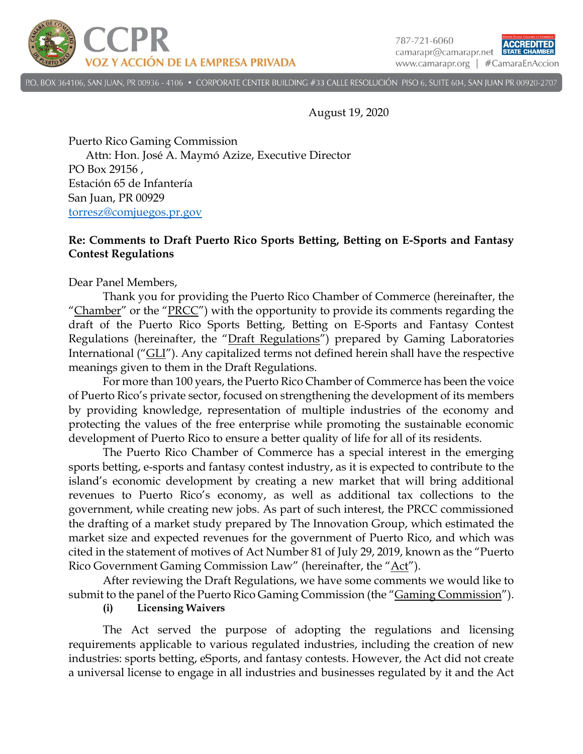CCPR
VOZ Y ACCIÓN DE LA EMPRESA PRIVADA

787-721-6060
camarapr@camarapr.net
www.camarapr.org | #CamaraEnAccion

P.O. BOX 364106, SAN JUAN, PR 00936 - 4106 • CORPORATE CENTER BUILDING #33 CALLE RESOLUCIÓN PISO 6, SUITE 604, SAN JUAN PR 00920-2707

August 19, 2020

Puerto Rico Gaming Commission
Attn: Hon. José A. Maymó Azize, Executive Director
PO Box 29156 ,
Estación 65 de Infantería
San Juan, PR 00929
torresz@comjuegos.pr.gov

**Re: Comments to Draft Puerto Rico Sports Betting, Betting on E-Sports and Fantasy Contest Regulations**

Dear Panel Members,

Thank you for providing the Puerto Rico Chamber of Commerce (hereinafter, the "Chamber" or the "PRCC") with the opportunity to provide its comments regarding the draft of the Puerto Rico Sports Betting, Betting on E-Sports and Fantasy Contest Regulations (hereinafter, the "Draft Regulations") prepared by Gaming Laboratories International ("GLI"). Any capitalized terms not defined herein shall have the respective meanings given to them in the Draft Regulations.

For more than 100 years, the Puerto Rico Chamber of Commerce has been the voice of Puerto Rico's private sector, focused on strengthening the development of its members by providing knowledge, representation of multiple industries of the economy and protecting the values of the free enterprise while promoting the sustainable economic development of Puerto Rico to ensure a better quality of life for all of its residents.

The Puerto Rico Chamber of Commerce has a special interest in the emerging sports betting, e-sports and fantasy contest industry, as it is expected to contribute to the island's economic development by creating a new market that will bring additional revenues to Puerto Rico's economy, as well as additional tax collections to the government, while creating new jobs. As part of such interest, the PRCC commissioned the drafting of a market study prepared by The Innovation Group, which estimated the market size and expected revenues for the government of Puerto Rico, and which was cited in the statement of motives of Act Number 81 of July 29, 2019, known as the "Puerto Rico Government Gaming Commission Law" (hereinafter, the "Act").

After reviewing the Draft Regulations, we have some comments we would like to submit to the panel of the Puerto Rico Gaming Commission (the "Gaming Commission").

**(i) Licensing Waivers**

The Act served the purpose of adopting the regulations and licensing requirements applicable to various regulated industries, including the creation of new industries: sports betting, eSports, and fantasy contests. However, the Act did not create a universal license to engage in all industries and businesses regulated by it and the Act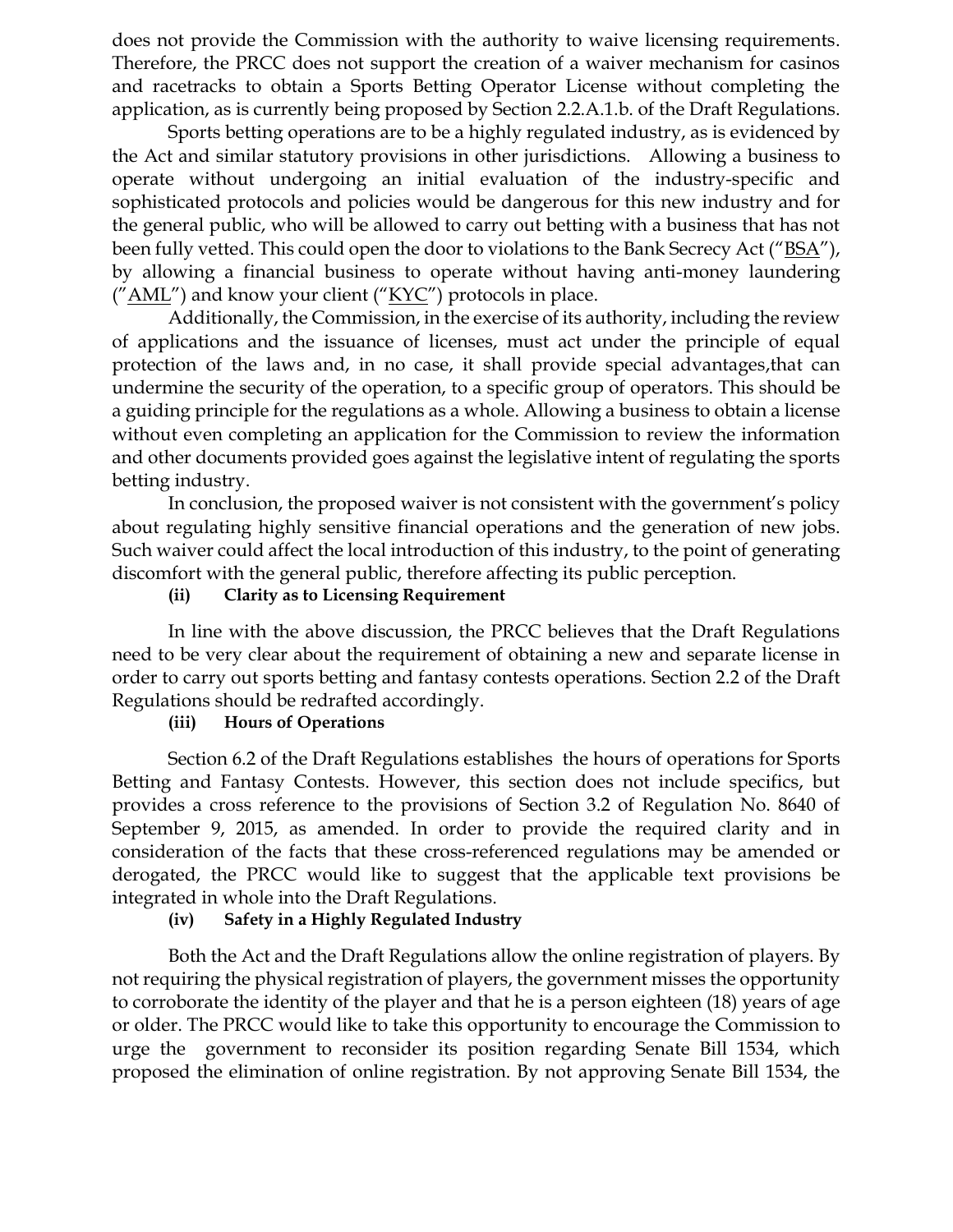does not provide the Commission with the authority to waive licensing requirements. Therefore, the PRCC does not support the creation of a waiver mechanism for casinos and racetracks to obtain a Sports Betting Operator License without completing the application, as is currently being proposed by Section 2.2.A.1.b. of the Draft Regulations.

Sports betting operations are to be a highly regulated industry, as is evidenced by the Act and similar statutory provisions in other jurisdictions. Allowing a business to operate without undergoing an initial evaluation of the industry-specific and sophisticated protocols and policies would be dangerous for this new industry and for the general public, who will be allowed to carry out betting with a business that has not been fully vetted. This could open the door to violations to the Bank Secrecy Act ("BSA"), by allowing a financial business to operate without having anti-money laundering ("AML") and know your client ("KYC") protocols in place.

Additionally, the Commission, in the exercise of its authority, including the review of applications and the issuance of licenses, must act under the principle of equal protection of the laws and, in no case, it shall provide special advantages,that can undermine the security of the operation, to a specific group of operators. This should be a guiding principle for the regulations as a whole. Allowing a business to obtain a license without even completing an application for the Commission to review the information and other documents provided goes against the legislative intent of regulating the sports betting industry.

In conclusion, the proposed waiver is not consistent with the government's policy about regulating highly sensitive financial operations and the generation of new jobs. Such waiver could affect the local introduction of this industry, to the point of generating discomfort with the general public, therefore affecting its public perception.

**(ii) Clarity as to Licensing Requirement**

In line with the above discussion, the PRCC believes that the Draft Regulations need to be very clear about the requirement of obtaining a new and separate license in order to carry out sports betting and fantasy contests operations. Section 2.2 of the Draft Regulations should be redrafted accordingly.

**(iii) Hours of Operations**

Section 6.2 of the Draft Regulations establishes the hours of operations for Sports Betting and Fantasy Contests. However, this section does not include specifics, but provides a cross reference to the provisions of Section 3.2 of Regulation No. 8640 of September 9, 2015, as amended. In order to provide the required clarity and in consideration of the facts that these cross-referenced regulations may be amended or derogated, the PRCC would like to suggest that the applicable text provisions be integrated in whole into the Draft Regulations.

**(iv) Safety in a Highly Regulated Industry**

Both the Act and the Draft Regulations allow the online registration of players. By not requiring the physical registration of players, the government misses the opportunity to corroborate the identity of the player and that he is a person eighteen (18) years of age or older. The PRCC would like to take this opportunity to encourage the Commission to urge the government to reconsider its position regarding Senate Bill 1534, which proposed the elimination of online registration. By not approving Senate Bill 1534, the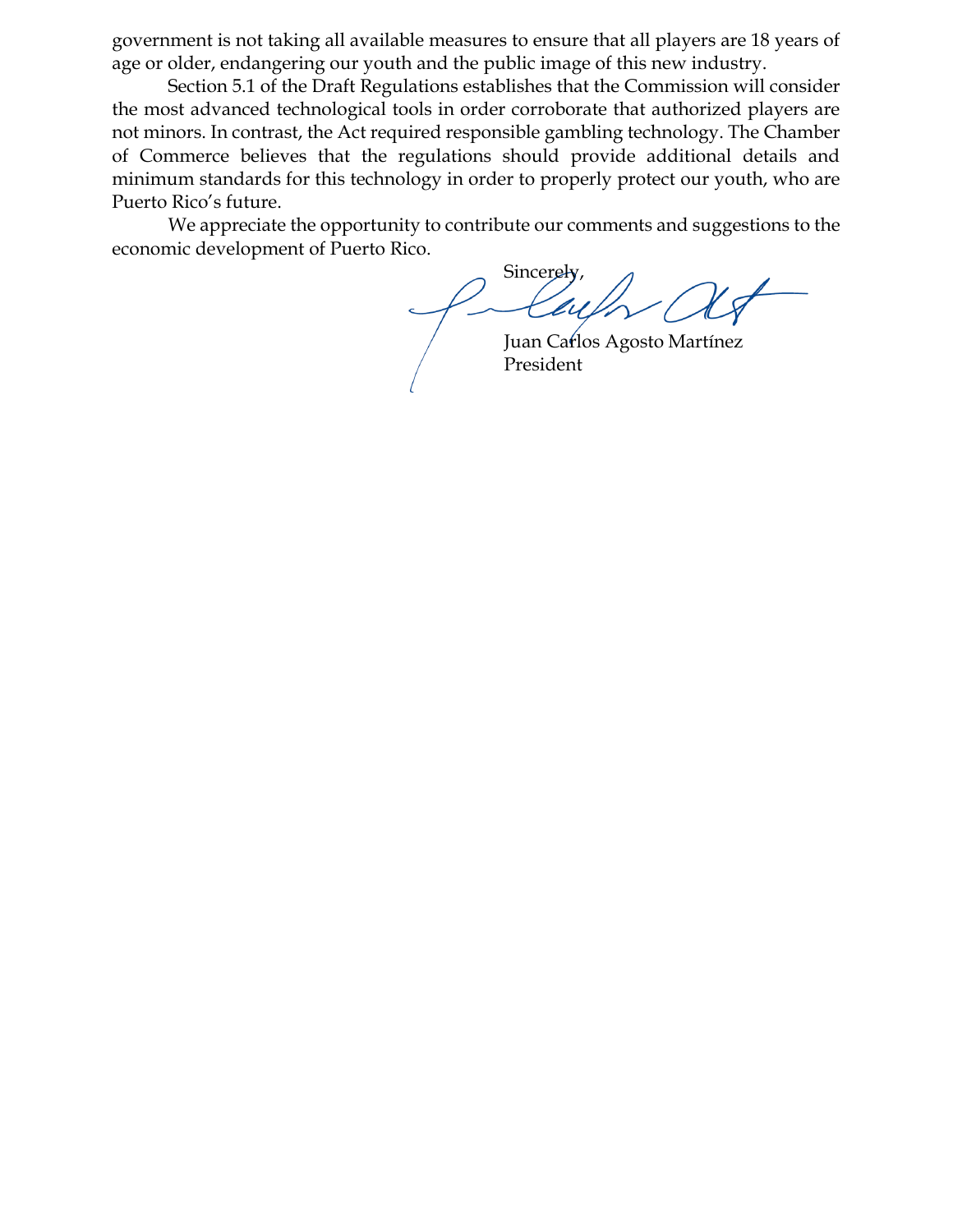government is not taking all available measures to ensure that all players are 18 years of age or older, endangering our youth and the public image of this new industry.

Section 5.1 of the Draft Regulations establishes that the Commission will consider the most advanced technological tools in order corroborate that authorized players are not minors. In contrast, the Act required responsible gambling technology. The Chamber of Commerce believes that the regulations should provide additional details and minimum standards for this technology in order to properly protect our youth, who are Puerto Rico's future.

We appreciate the opportunity to contribute our comments and suggestions to the economic development of Puerto Rico.

Sincerely,

Juan Carlos Agosto Martínez
President